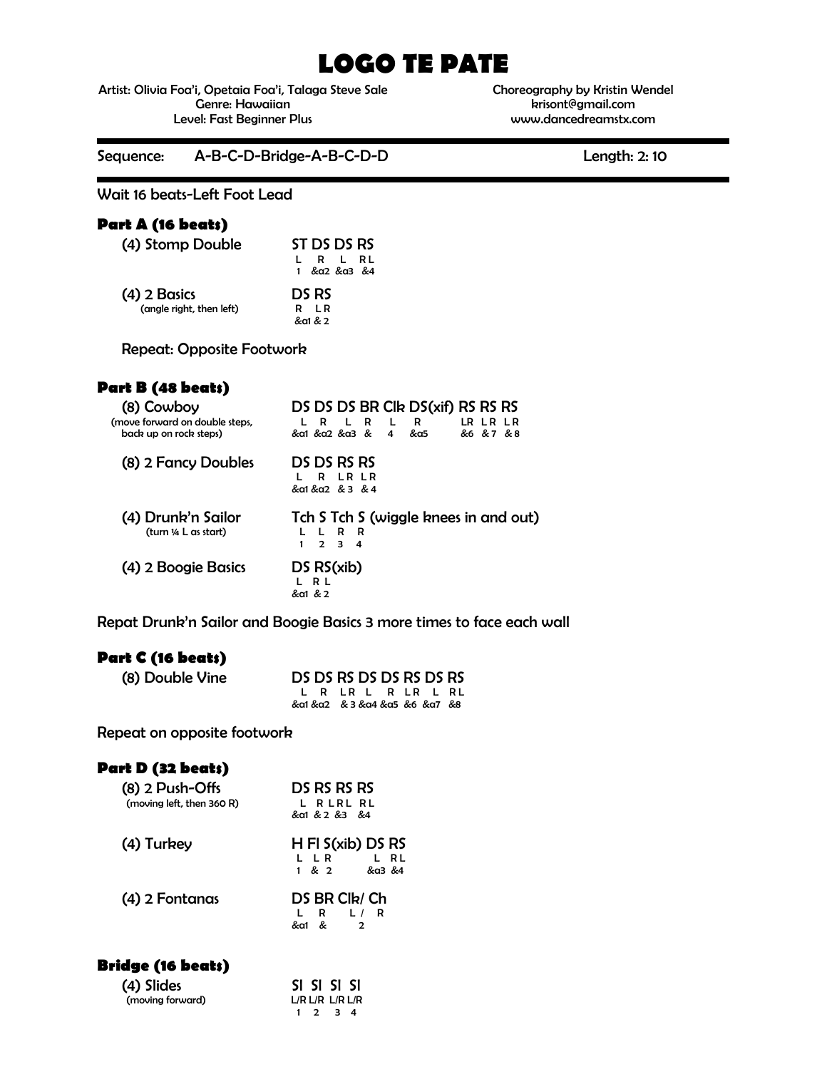# LOGO TE PATE

Artist: Olivia Foa'i, Opetaia Foa'i, Talaga Steve Sale
Genre: Hawaiian
Level: Fast Beginner Plus

Choreography by Kristin Wendel
krisont@gmail.com
www.dancedreamstx.com

Sequence: A-B-C-D-Bridge-A-B-C-D-D    Length: 2: 10

Wait 16 beats-Left Foot Lead

### Part A (16 beats)

(4) Stomp Double — ST DS DS RS
L R L RL
1 &a2 &a3 &4

(4) 2 Basics (angle right, then left) — DS RS
R LR
&a1 & 2

Repeat: Opposite Footwork

### Part B (48 beats)

(8) Cowboy (move forward on double steps, back up on rock steps) — DS DS DS BR Clk DS(xif) RS RS RS
L R L R L R LR LR LR
&a1 &a2 &a3 & 4 &a5 &6 & 7 & 8

(8) 2 Fancy Doubles — DS DS RS RS
L R LR LR
&a1 &a2 & 3 & 4

(4) Drunk'n Sailor (turn ¼ L as start) — Tch S Tch S (wiggle knees in and out)
L L R R
1 2 3 4

(4) 2 Boogie Basics — DS RS(xib)
L RL
&a1 & 2

Repat Drunk'n Sailor and Boogie Basics 3 more times to face each wall

### Part C (16 beats)

(8) Double Vine — DS DS RS DS DS RS DS RS
L R LR L R LR L RL
&a1 &a2 & 3 &a4 &a5 &6 &a7 &8

Repeat on opposite footwork

### Part D (32 beats)

(8) 2 Push-Offs (moving left, then 360 R) — DS RS RS RS
L RLRL RL
&a1 & 2 &3 &4

(4) Turkey — H Fl S(xib) DS RS
L L R L RL
1 & 2 &a3 &4

(4) 2 Fontanas — DS BR Clk/ Ch
L R L / R
&a1 & 2

### Bridge (16 beats)

(4) Slides (moving forward) — Sl Sl Sl Sl
L/R L/R L/R L/R
1 2 3 4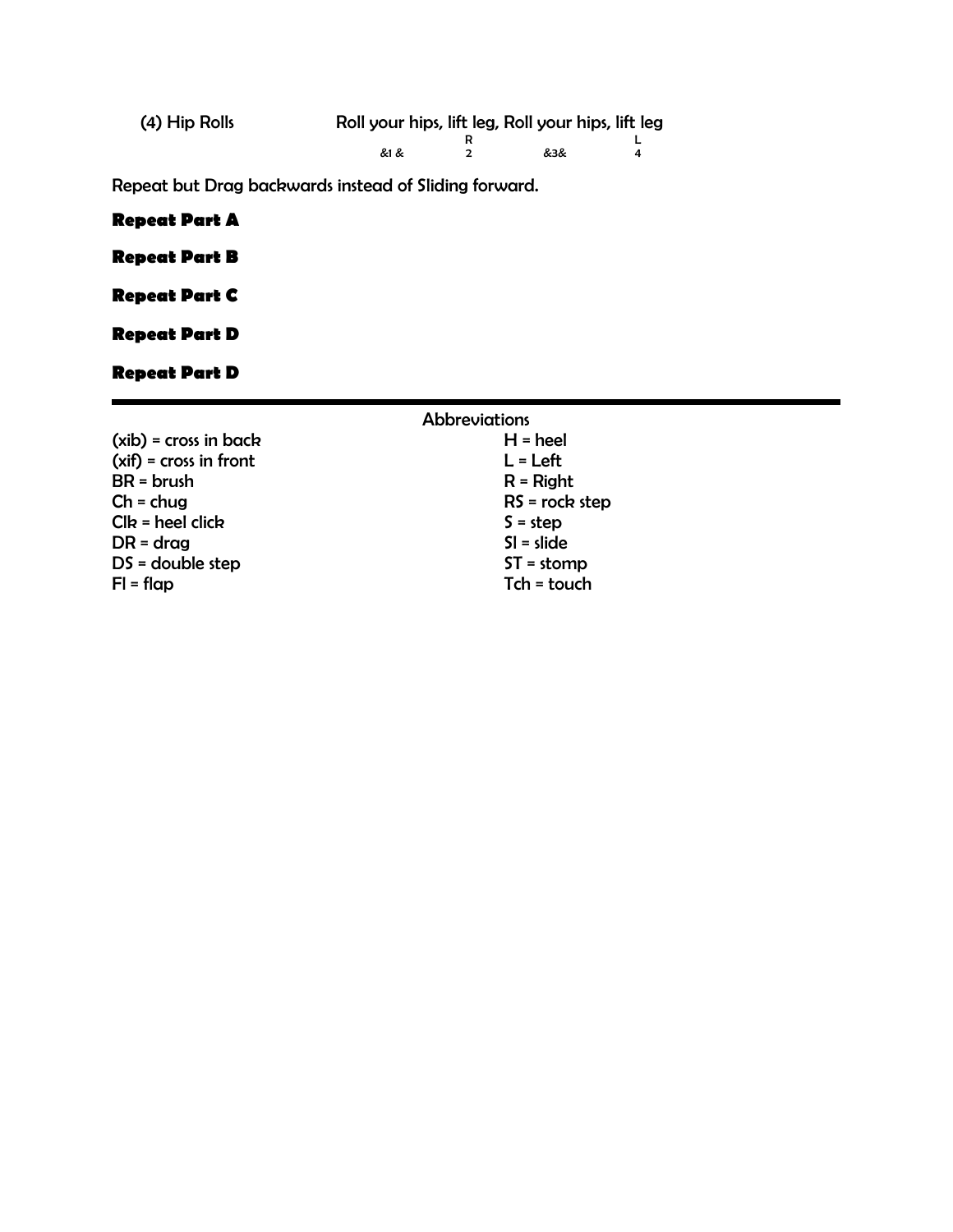(4) Hip Rolls — Roll your hips, lift leg, Roll your hips, lift leg

| | | | | |
|---|---|---|---|---|
| | | R | | L |
| | &1 & | 2 | &3& | 4 |

Repeat but Drag backwards instead of Sliding forward.

**Repeat Part A**

**Repeat Part B**

**Repeat Part C**

**Repeat Part D**

**Repeat Part D**

---

Abbreviations

| | |
|---|---|
| (xib) = cross in back | H = heel |
| (xif) = cross in front | L = Left |
| BR = brush | R = Right |
| Ch = chug | RS = rock step |
| Clk = heel click | S = step |
| DR = drag | Sl = slide |
| DS = double step | ST = stomp |
| Fl = flap | Tch = touch |